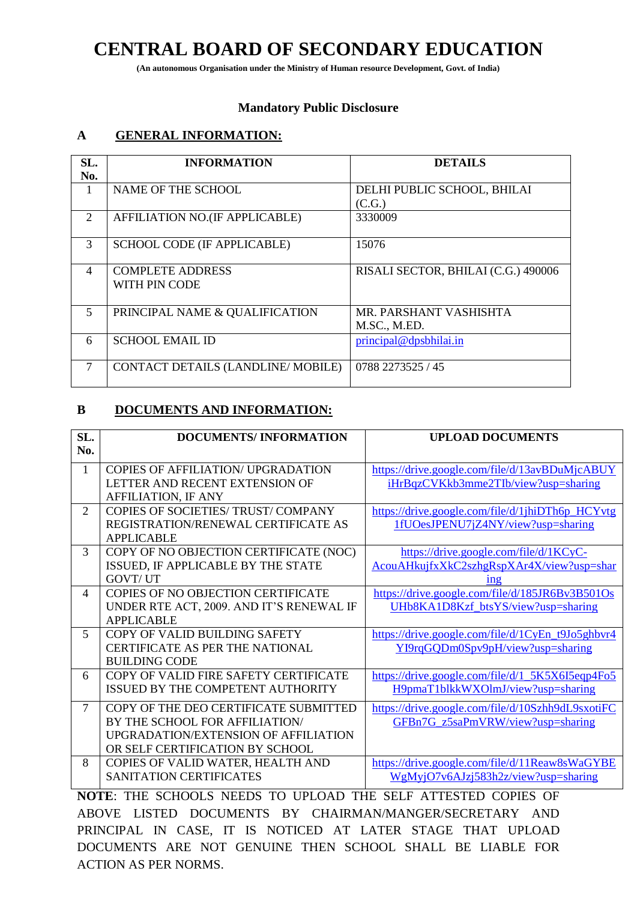# CENTRAL BOARD OF SECONDARY EDUCATION

**(An autonomous Organisation under the Ministry of Human resource Development, Govt. of India)**

**Mandatory Public Disclosure**

## A GENERAL INFORMATION:

| SL. No. | INFORMATION | DETAILS |
|---|---|---|
| 1 | NAME OF THE SCHOOL | DELHI PUBLIC SCHOOL, BHILAI (C.G.) |
| 2 | AFFILIATION NO.(IF APPLICABLE) | 3330009 |
| 3 | SCHOOL CODE (IF APPLICABLE) | 15076 |
| 4 | COMPLETE ADDRESS WITH PIN CODE | RISALI SECTOR, BHILAI (C.G.) 490006 |
| 5 | PRINCIPAL NAME & QUALIFICATION | MR. PARSHANT VASHISHTA M.SC., M.ED. |
| 6 | SCHOOL EMAIL ID | principal@dpsbhilai.in |
| 7 | CONTACT DETAILS (LANDLINE/ MOBILE) | 0788 2273525 / 45 |

## B DOCUMENTS AND INFORMATION:

| SL. No. | DOCUMENTS/ INFORMATION | UPLOAD DOCUMENTS |
|---|---|---|
| 1 | COPIES OF AFFILIATION/ UPGRADATION LETTER AND RECENT EXTENSION OF AFFILIATION, IF ANY | https://drive.google.com/file/d/13avBDuMjcABUYiHrBqzCVKkb3mme2TIb/view?usp=sharing |
| 2 | COPIES OF SOCIETIES/ TRUST/ COMPANY REGISTRATION/RENEWAL CERTIFICATE AS APPLICABLE | https://drive.google.com/file/d/1jhiDTh6p_HCYvtg1fUOesJPENU7jZ4NY/view?usp=sharing |
| 3 | COPY OF NO OBJECTION CERTIFICATE (NOC) ISSUED, IF APPLICABLE BY THE STATE GOVT/ UT | https://drive.google.com/file/d/1KCyC-AcouAHkujfxXkC2szhgRspXAr4X/view?usp=sharing |
| 4 | COPIES OF NO OBJECTION CERTIFICATE UNDER RTE ACT, 2009. AND IT'S RENEWAL IF APPLICABLE | https://drive.google.com/file/d/185JR6Bv3B501OsUHb8KA1D8Kzf_btsYS/view?usp=sharing |
| 5 | COPY OF VALID BUILDING SAFETY CERTIFICATE AS PER THE NATIONAL BUILDING CODE | https://drive.google.com/file/d/1CyEn_t9Jo5ghbvr4YI9rqGQDm0Spv9pH/view?usp=sharing |
| 6 | COPY OF VALID FIRE SAFETY CERTIFICATE ISSUED BY THE COMPETENT AUTHORITY | https://drive.google.com/file/d/1_5K5X6I5eqp4Fo5H9pmaT1blkkWXOlmJ/view?usp=sharing |
| 7 | COPY OF THE DEO CERTIFICATE SUBMITTED BY THE SCHOOL FOR AFFILIATION/ UPGRADATION/EXTENSION OF AFFILIATION OR SELF CERTIFICATION BY SCHOOL | https://drive.google.com/file/d/10Szhh9dL9sxotiFCGFBn7G_z5saPmVRW/view?usp=sharing |
| 8 | COPIES OF VALID WATER, HEALTH AND SANITATION CERTIFICATES | https://drive.google.com/file/d/11Reaw8sWaGYBEWgMyjO7v6AJzj583h2z/view?usp=sharing |

**NOTE**: THE SCHOOLS NEEDS TO UPLOAD THE SELF ATTESTED COPIES OF ABOVE LISTED DOCUMENTS BY CHAIRMAN/MANGER/SECRETARY AND PRINCIPAL IN CASE, IT IS NOTICED AT LATER STAGE THAT UPLOAD DOCUMENTS ARE NOT GENUINE THEN SCHOOL SHALL BE LIABLE FOR ACTION AS PER NORMS.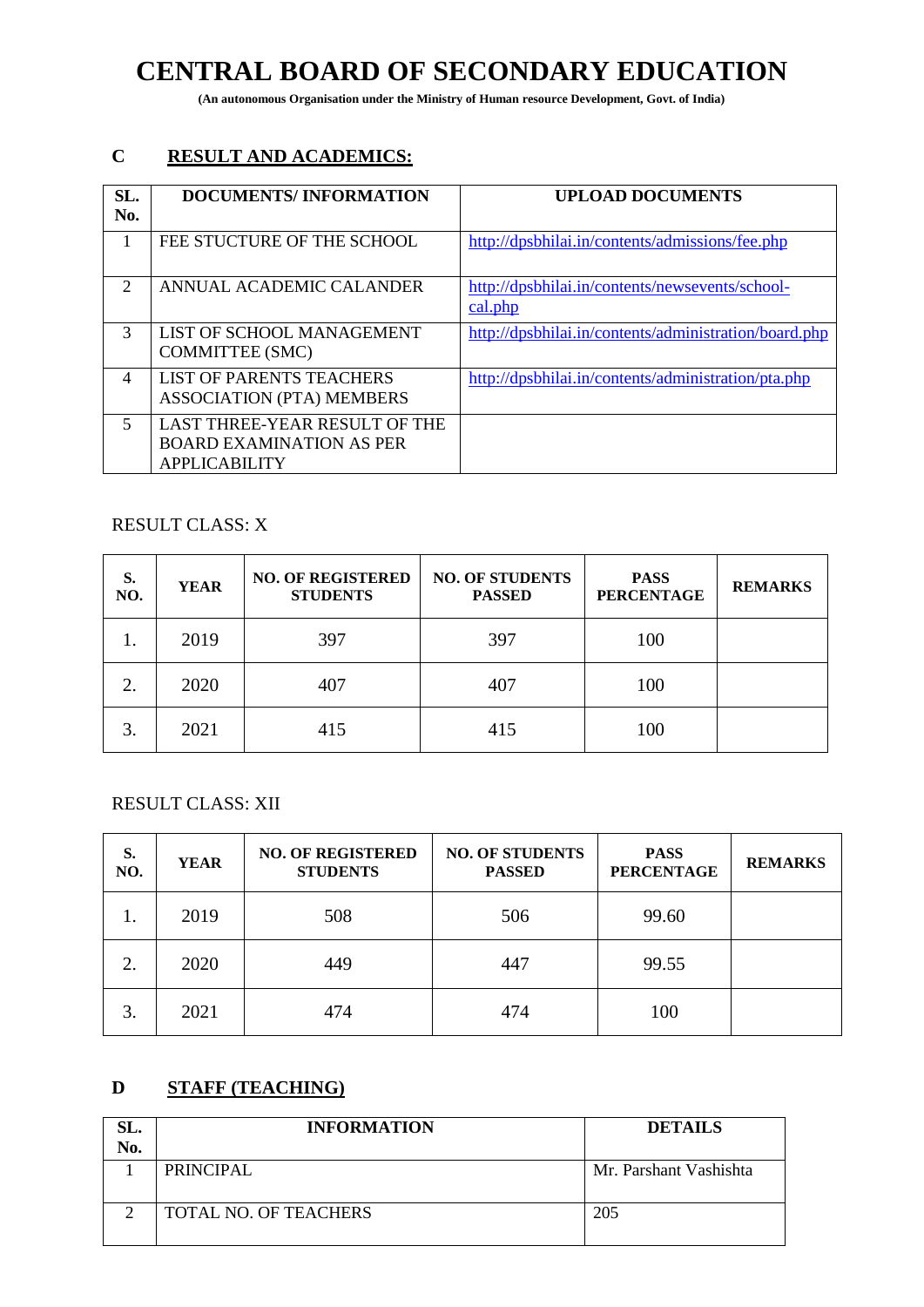# CENTRAL BOARD OF SECONDARY EDUCATION

**(An autonomous Organisation under the Ministry of Human resource Development, Govt. of India)**

## C RESULT AND ACADEMICS:

| SL. No. | DOCUMENTS/ INFORMATION | UPLOAD DOCUMENTS |
|---|---|---|
| 1 | FEE STUCTURE OF THE SCHOOL | http://dpsbhilai.in/contents/admissions/fee.php |
| 2 | ANNUAL ACADEMIC CALANDER | http://dpsbhilai.in/contents/newsevents/school-cal.php |
| 3 | LIST OF SCHOOL MANAGEMENT COMMITTEE (SMC) | http://dpsbhilai.in/contents/administration/board.php |
| 4 | LIST OF PARENTS TEACHERS ASSOCIATION (PTA) MEMBERS | http://dpsbhilai.in/contents/administration/pta.php |
| 5 | LAST THREE-YEAR RESULT OF THE BOARD EXAMINATION AS PER APPLICABILITY | |

RESULT CLASS: X

| S. NO. | YEAR | NO. OF REGISTERED STUDENTS | NO. OF STUDENTS PASSED | PASS PERCENTAGE | REMARKS |
|---|---|---|---|---|---|
| 1. | 2019 | 397 | 397 | 100 | |
| 2. | 2020 | 407 | 407 | 100 | |
| 3. | 2021 | 415 | 415 | 100 | |

RESULT CLASS: XII

| S. NO. | YEAR | NO. OF REGISTERED STUDENTS | NO. OF STUDENTS PASSED | PASS PERCENTAGE | REMARKS |
|---|---|---|---|---|---|
| 1. | 2019 | 508 | 506 | 99.60 | |
| 2. | 2020 | 449 | 447 | 99.55 | |
| 3. | 2021 | 474 | 474 | 100 | |

## D STAFF (TEACHING)

| SL. No. | INFORMATION | DETAILS |
|---|---|---|
| 1 | PRINCIPAL | Mr. Parshant Vashishta |
| 2 | TOTAL NO. OF TEACHERS | 205 |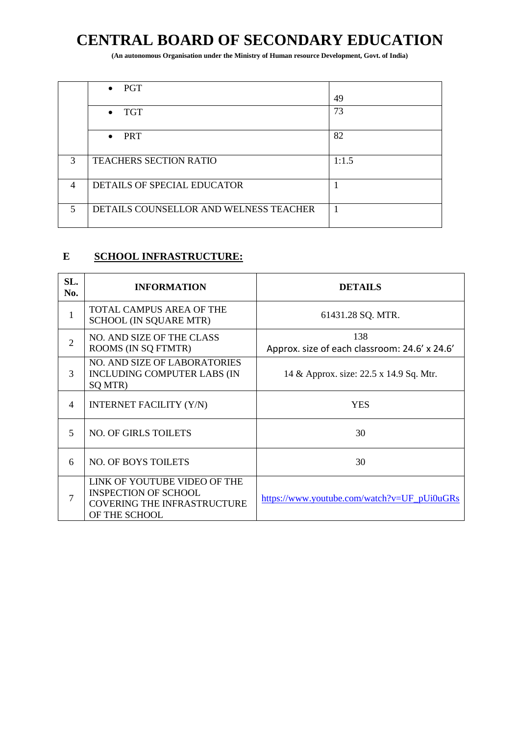# CENTRAL BOARD OF SECONDARY EDUCATION

**(An autonomous Organisation under the Ministry of Human resource Development, Govt. of India)**

| | | |
|---|---|---|
| | • PGT | 49 |
| | • TGT | 73 |
| | • PRT | 82 |
| 3 | TEACHERS SECTION RATIO | 1:1.5 |
| 4 | DETAILS OF SPECIAL EDUCATOR | 1 |
| 5 | DETAILS COUNSELLOR AND WELNESS TEACHER | 1 |

## E SCHOOL INFRASTRUCTURE:

| SL. No. | INFORMATION | DETAILS |
|---|---|---|
| 1 | TOTAL CAMPUS AREA OF THE SCHOOL (IN SQUARE MTR) | 61431.28 SQ. MTR. |
| 2 | NO. AND SIZE OF THE CLASS ROOMS (IN SQ FTMTR) | 138<br>Approx. size of each classroom: 24.6' x 24.6' |
| 3 | NO. AND SIZE OF LABORATORIES INCLUDING COMPUTER LABS (IN SQ MTR) | 14 & Approx. size: 22.5 x 14.9 Sq. Mtr. |
| 4 | INTERNET FACILITY (Y/N) | YES |
| 5 | NO. OF GIRLS TOILETS | 30 |
| 6 | NO. OF BOYS TOILETS | 30 |
| 7 | LINK OF YOUTUBE VIDEO OF THE INSPECTION OF SCHOOL COVERING THE INFRASTRUCTURE OF THE SCHOOL | https://www.youtube.com/watch?v=UF_pUi0uGRs |